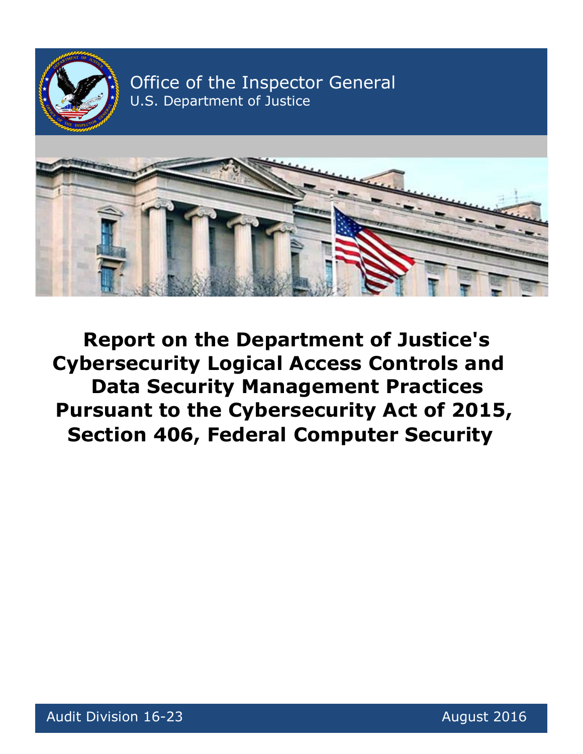Office of the Inspector General
U.S. Department of Justice

# Report on the Department of Justice's Cybersecurity Logical Access Controls and Data Security Management Practices Pursuant to the Cybersecurity Act of 2015, Section 406, Federal Computer Security

Audit Division 16-23

August 2016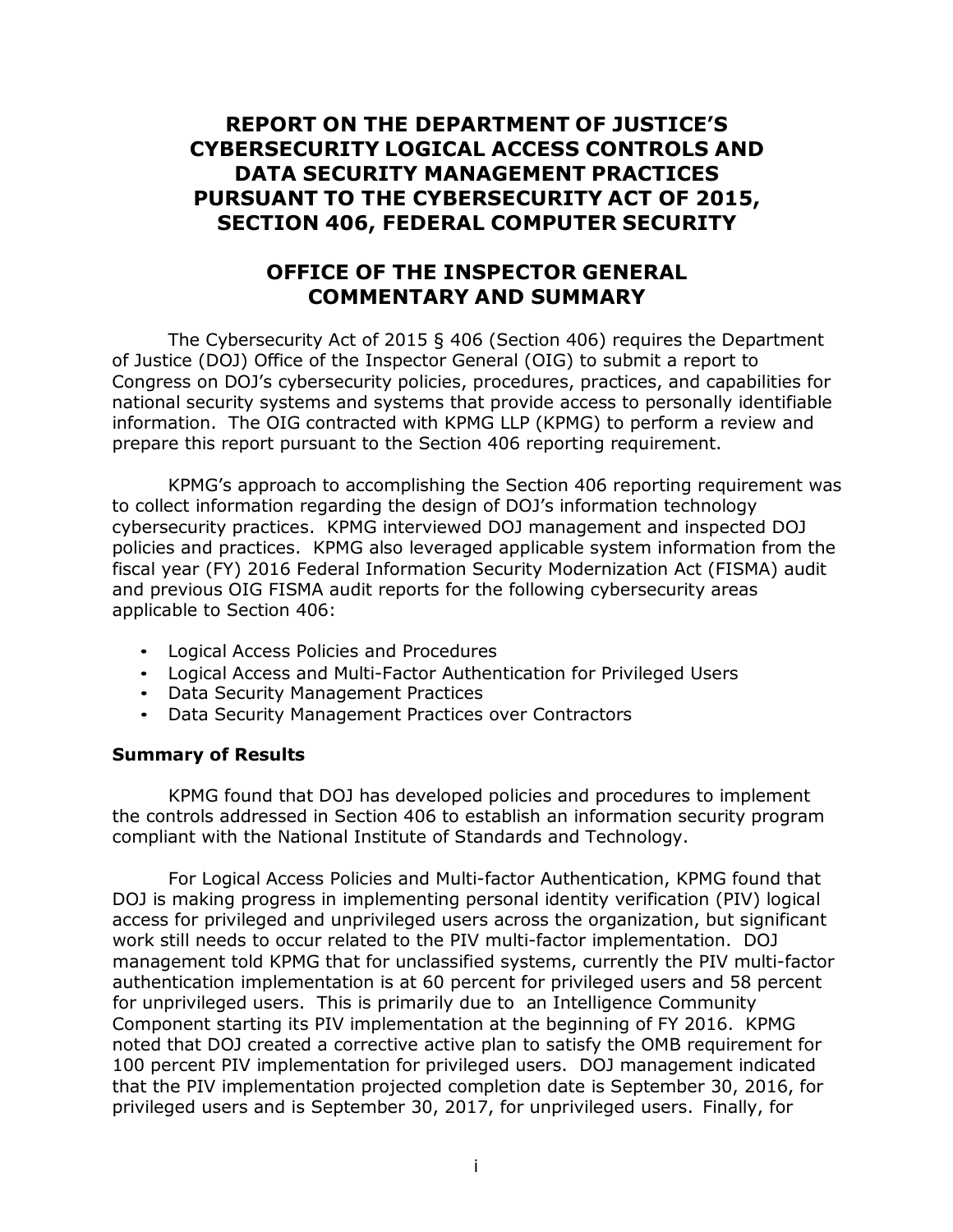# REPORT ON THE DEPARTMENT OF JUSTICE'S CYBERSECURITY LOGICAL ACCESS CONTROLS AND DATA SECURITY MANAGEMENT PRACTICES PURSUANT TO THE CYBERSECURITY ACT OF 2015, SECTION 406, FEDERAL COMPUTER SECURITY

## OFFICE OF THE INSPECTOR GENERAL COMMENTARY AND SUMMARY

The Cybersecurity Act of 2015 § 406 (Section 406) requires the Department of Justice (DOJ) Office of the Inspector General (OIG) to submit a report to Congress on DOJ's cybersecurity policies, procedures, practices, and capabilities for national security systems and systems that provide access to personally identifiable information. The OIG contracted with KPMG LLP (KPMG) to perform a review and prepare this report pursuant to the Section 406 reporting requirement.

KPMG's approach to accomplishing the Section 406 reporting requirement was to collect information regarding the design of DOJ's information technology cybersecurity practices. KPMG interviewed DOJ management and inspected DOJ policies and practices. KPMG also leveraged applicable system information from the fiscal year (FY) 2016 Federal Information Security Modernization Act (FISMA) audit and previous OIG FISMA audit reports for the following cybersecurity areas applicable to Section 406:

- Logical Access Policies and Procedures
- Logical Access and Multi-Factor Authentication for Privileged Users
- Data Security Management Practices
- Data Security Management Practices over Contractors

### Summary of Results

KPMG found that DOJ has developed policies and procedures to implement the controls addressed in Section 406 to establish an information security program compliant with the National Institute of Standards and Technology.

For Logical Access Policies and Multi-factor Authentication, KPMG found that DOJ is making progress in implementing personal identity verification (PIV) logical access for privileged and unprivileged users across the organization, but significant work still needs to occur related to the PIV multi-factor implementation. DOJ management told KPMG that for unclassified systems, currently the PIV multi-factor authentication implementation is at 60 percent for privileged users and 58 percent for unprivileged users. This is primarily due to an Intelligence Community Component starting its PIV implementation at the beginning of FY 2016. KPMG noted that DOJ created a corrective active plan to satisfy the OMB requirement for 100 percent PIV implementation for privileged users. DOJ management indicated that the PIV implementation projected completion date is September 30, 2016, for privileged users and is September 30, 2017, for unprivileged users. Finally, for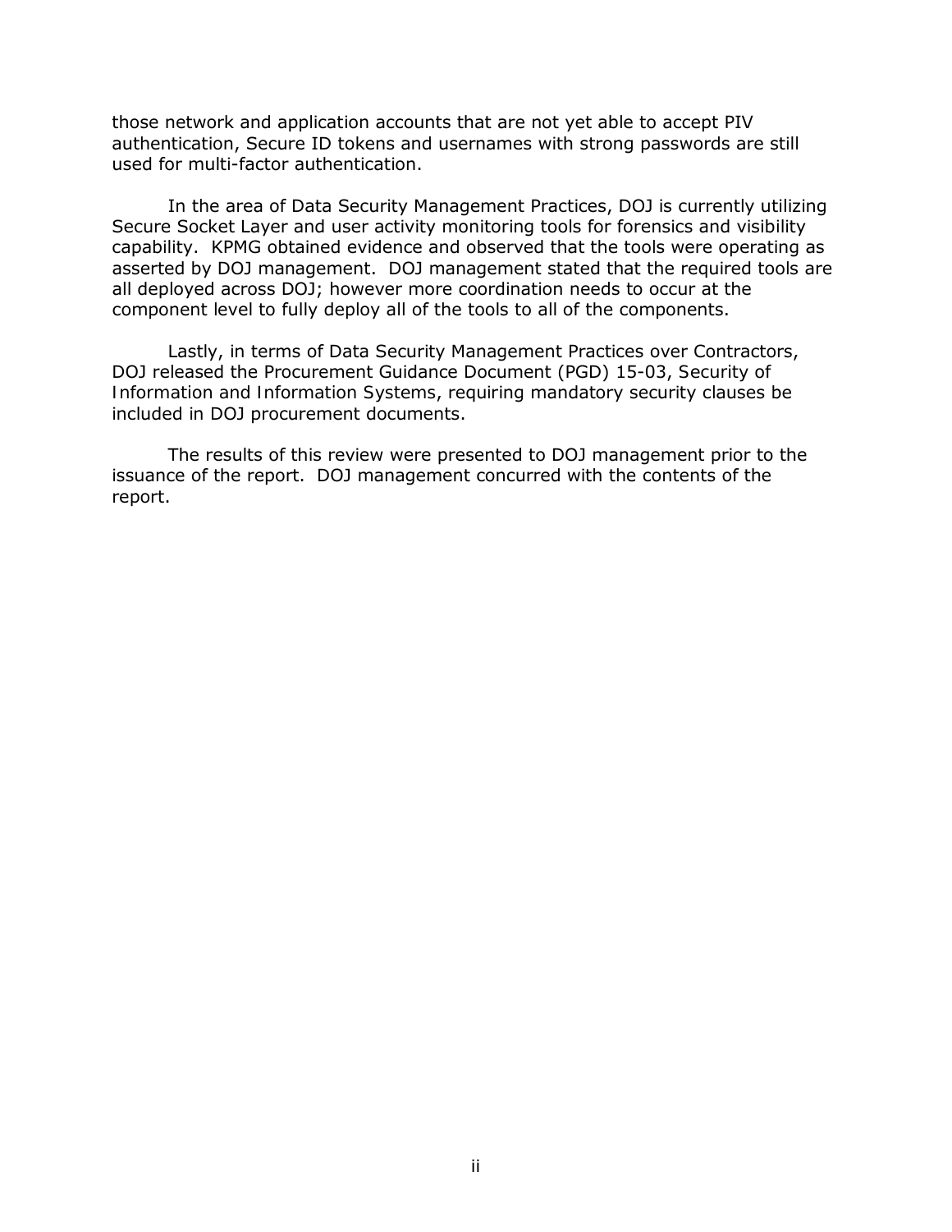those network and application accounts that are not yet able to accept PIV authentication, Secure ID tokens and usernames with strong passwords are still used for multi-factor authentication.

In the area of Data Security Management Practices, DOJ is currently utilizing Secure Socket Layer and user activity monitoring tools for forensics and visibility capability. KPMG obtained evidence and observed that the tools were operating as asserted by DOJ management. DOJ management stated that the required tools are all deployed across DOJ; however more coordination needs to occur at the component level to fully deploy all of the tools to all of the components.

Lastly, in terms of Data Security Management Practices over Contractors, DOJ released the Procurement Guidance Document (PGD) 15-03, Security of Information and Information Systems, requiring mandatory security clauses be included in DOJ procurement documents.

The results of this review were presented to DOJ management prior to the issuance of the report. DOJ management concurred with the contents of the report.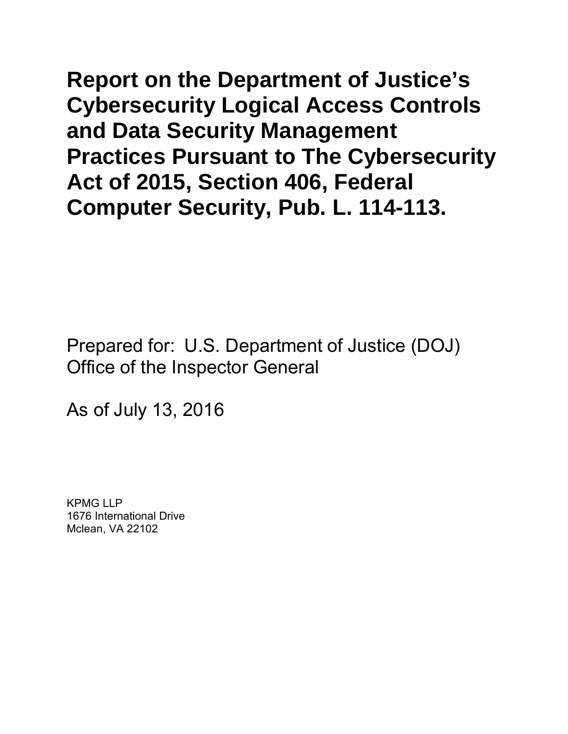# Report on the Department of Justice's Cybersecurity Logical Access Controls and Data Security Management Practices Pursuant to The Cybersecurity Act of 2015, Section 406, Federal Computer Security, Pub. L. 114-113.

Prepared for: U.S. Department of Justice (DOJ) Office of the Inspector General

As of July 13, 2016

KPMG LLP
1676 International Drive
Mclean, VA 22102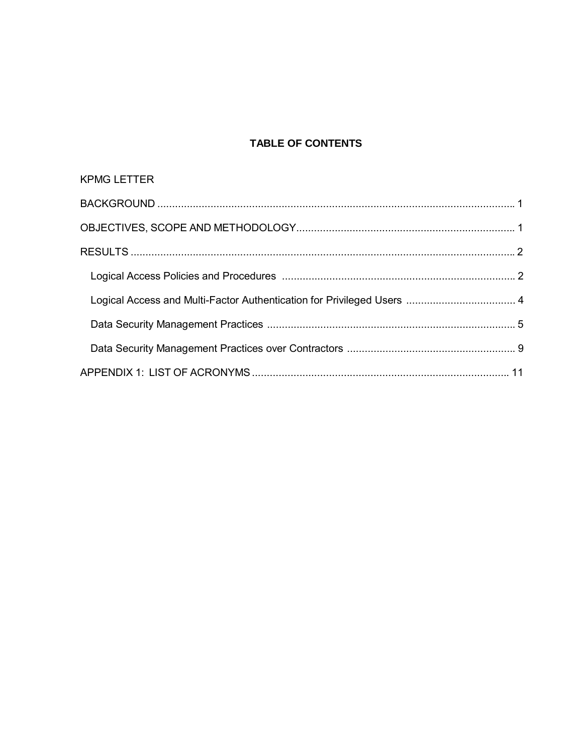## TABLE OF CONTENTS

KPMG LETTER

BACKGROUND ........................................................................................................................ 1

OBJECTIVES, SCOPE AND METHODOLOGY......................................................................... 1

RESULTS ................................................................................................................................. 2

- Logical Access Policies and Procedures ............................................................................... 2
- Logical Access and Multi-Factor Authentication for Privileged Users ..................................... 4
- Data Security Management Practices .................................................................................... 5
- Data Security Management Practices over Contractors ......................................................... 9

APPENDIX 1: LIST OF ACRONYMS ...................................................................................... 11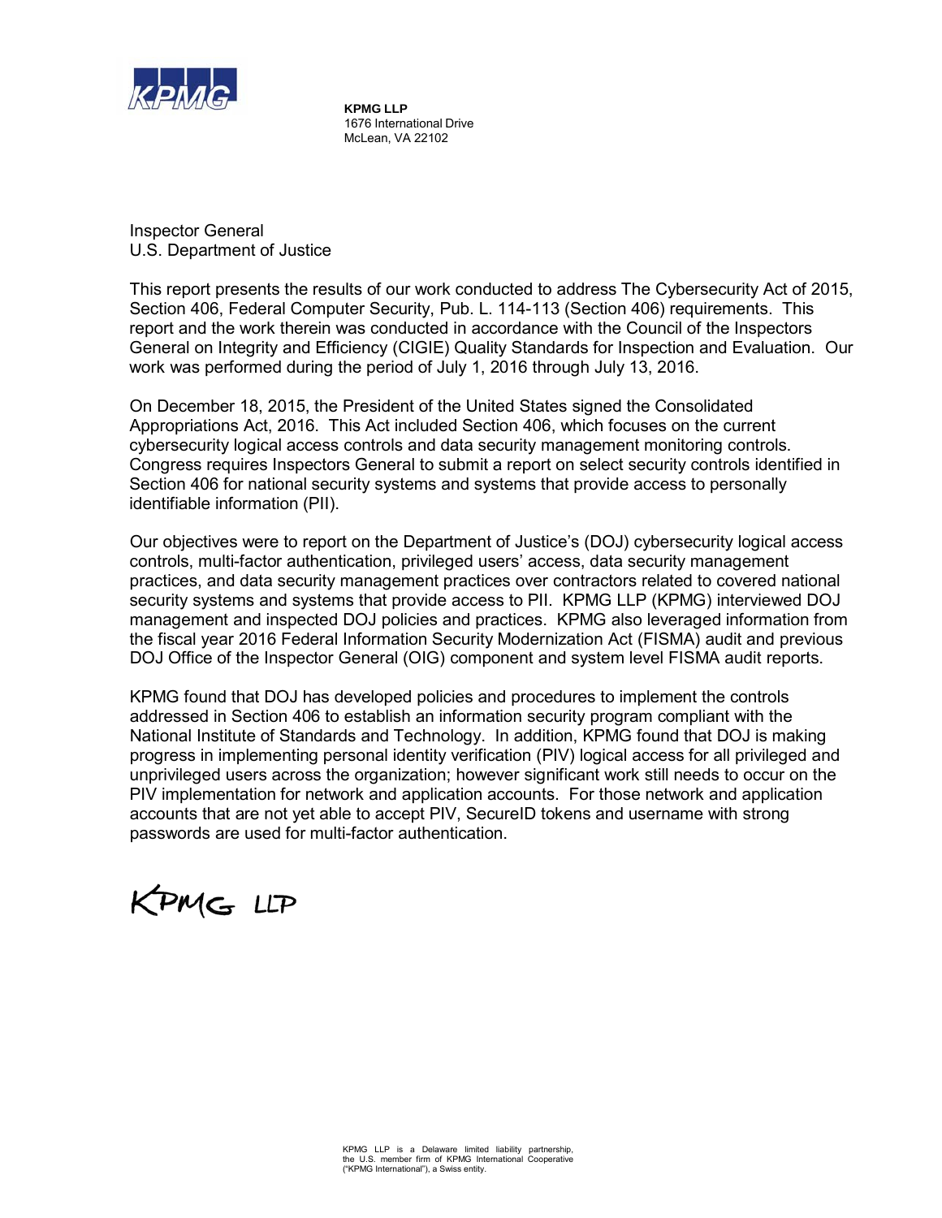**KPMG LLP**
1676 International Drive
McLean, VA 22102

Inspector General
U.S. Department of Justice

This report presents the results of our work conducted to address The Cybersecurity Act of 2015, Section 406, Federal Computer Security, Pub. L. 114-113 (Section 406) requirements. This report and the work therein was conducted in accordance with the Council of the Inspectors General on Integrity and Efficiency (CIGIE) Quality Standards for Inspection and Evaluation. Our work was performed during the period of July 1, 2016 through July 13, 2016.

On December 18, 2015, the President of the United States signed the Consolidated Appropriations Act, 2016. This Act included Section 406, which focuses on the current cybersecurity logical access controls and data security management monitoring controls. Congress requires Inspectors General to submit a report on select security controls identified in Section 406 for national security systems and systems that provide access to personally identifiable information (PII).

Our objectives were to report on the Department of Justice's (DOJ) cybersecurity logical access controls, multi-factor authentication, privileged users' access, data security management practices, and data security management practices over contractors related to covered national security systems and systems that provide access to PII. KPMG LLP (KPMG) interviewed DOJ management and inspected DOJ policies and practices. KPMG also leveraged information from the fiscal year 2016 Federal Information Security Modernization Act (FISMA) audit and previous DOJ Office of the Inspector General (OIG) component and system level FISMA audit reports.

KPMG found that DOJ has developed policies and procedures to implement the controls addressed in Section 406 to establish an information security program compliant with the National Institute of Standards and Technology. In addition, KPMG found that DOJ is making progress in implementing personal identity verification (PIV) logical access for all privileged and unprivileged users across the organization; however significant work still needs to occur on the PIV implementation for network and application accounts. For those network and application accounts that are not yet able to accept PIV, SecureID tokens and username with strong passwords are used for multi-factor authentication.

KPMG LLP

KPMG LLP is a Delaware limited liability partnership, the U.S. member firm of KPMG International Cooperative ("KPMG International"), a Swiss entity.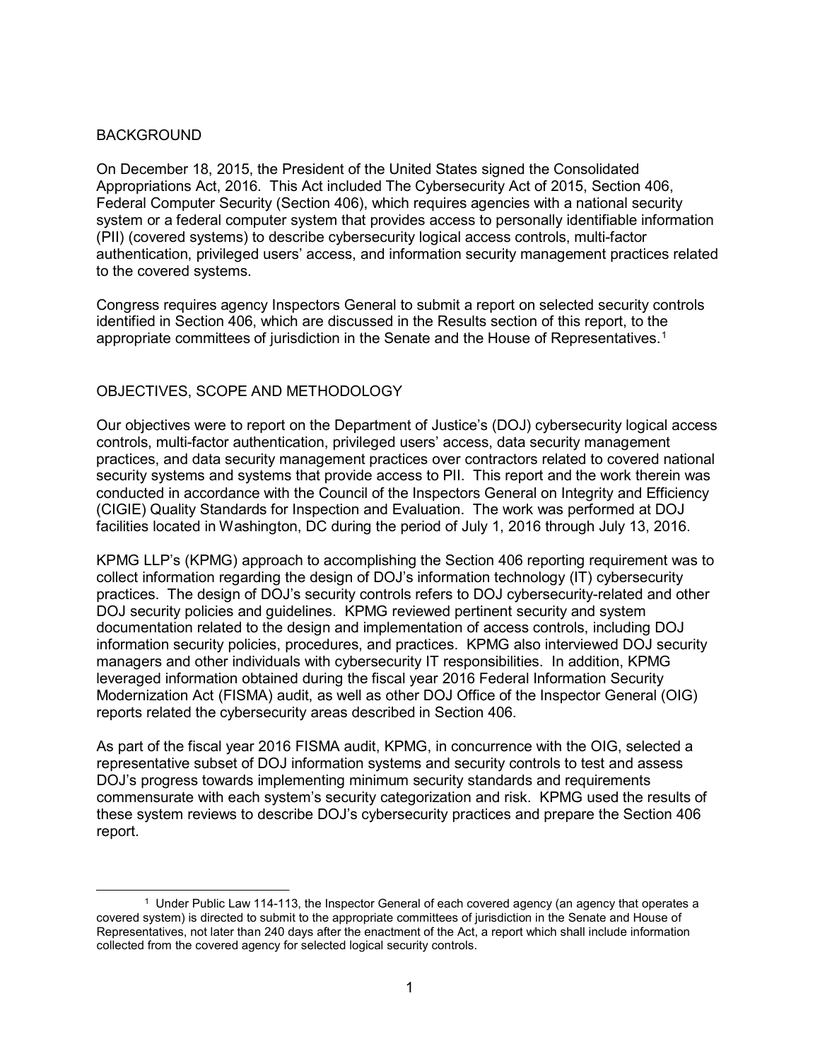## BACKGROUND

On December 18, 2015, the President of the United States signed the Consolidated Appropriations Act, 2016. This Act included The Cybersecurity Act of 2015, Section 406, Federal Computer Security (Section 406), which requires agencies with a national security system or a federal computer system that provides access to personally identifiable information (PII) (covered systems) to describe cybersecurity logical access controls, multi-factor authentication, privileged users' access, and information security management practices related to the covered systems.

Congress requires agency Inspectors General to submit a report on selected security controls identified in Section 406, which are discussed in the Results section of this report, to the appropriate committees of jurisdiction in the Senate and the House of Representatives.[1]

## OBJECTIVES, SCOPE AND METHODOLOGY

Our objectives were to report on the Department of Justice's (DOJ) cybersecurity logical access controls, multi-factor authentication, privileged users' access, data security management practices, and data security management practices over contractors related to covered national security systems and systems that provide access to PII. This report and the work therein was conducted in accordance with the Council of the Inspectors General on Integrity and Efficiency (CIGIE) Quality Standards for Inspection and Evaluation. The work was performed at DOJ facilities located in Washington, DC during the period of July 1, 2016 through July 13, 2016.

KPMG LLP's (KPMG) approach to accomplishing the Section 406 reporting requirement was to collect information regarding the design of DOJ's information technology (IT) cybersecurity practices. The design of DOJ's security controls refers to DOJ cybersecurity-related and other DOJ security policies and guidelines. KPMG reviewed pertinent security and system documentation related to the design and implementation of access controls, including DOJ information security policies, procedures, and practices. KPMG also interviewed DOJ security managers and other individuals with cybersecurity IT responsibilities. In addition, KPMG leveraged information obtained during the fiscal year 2016 Federal Information Security Modernization Act (FISMA) audit, as well as other DOJ Office of the Inspector General (OIG) reports related the cybersecurity areas described in Section 406.

As part of the fiscal year 2016 FISMA audit, KPMG, in concurrence with the OIG, selected a representative subset of DOJ information systems and security controls to test and assess DOJ's progress towards implementing minimum security standards and requirements commensurate with each system's security categorization and risk. KPMG used the results of these system reviews to describe DOJ's cybersecurity practices and prepare the Section 406 report.

---

[1] Under Public Law 114-113, the Inspector General of each covered agency (an agency that operates a covered system) is directed to submit to the appropriate committees of jurisdiction in the Senate and House of Representatives, not later than 240 days after the enactment of the Act, a report which shall include information collected from the covered agency for selected logical security controls.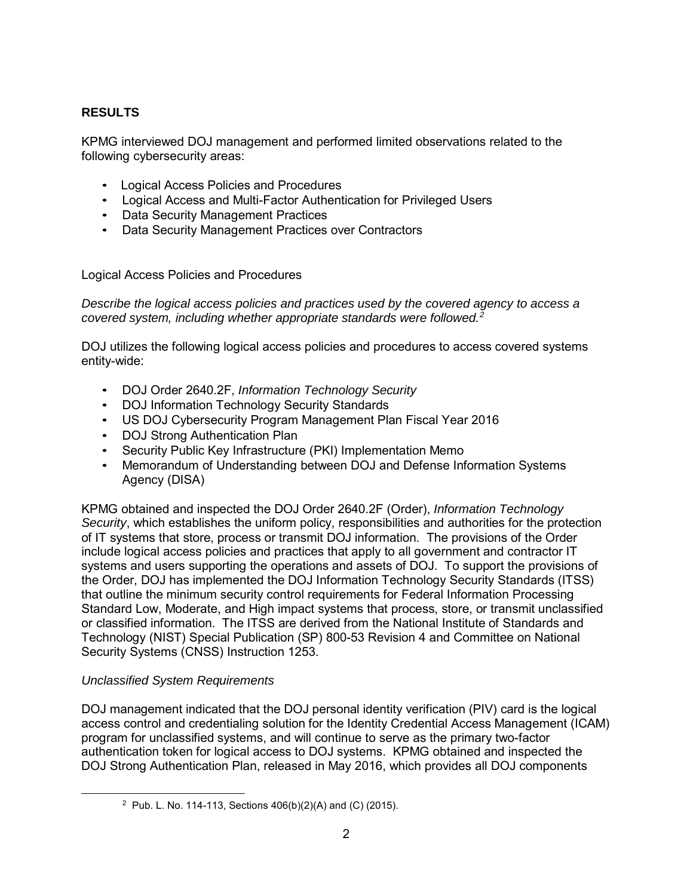## RESULTS

KPMG interviewed DOJ management and performed limited observations related to the following cybersecurity areas:

- Logical Access Policies and Procedures
- Logical Access and Multi-Factor Authentication for Privileged Users
- Data Security Management Practices
- Data Security Management Practices over Contractors

### Logical Access Policies and Procedures

*Describe the logical access policies and practices used by the covered agency to access a covered system, including whether appropriate standards were followed.[2]*

DOJ utilizes the following logical access policies and procedures to access covered systems entity-wide:

- DOJ Order 2640.2F, *Information Technology Security*
- DOJ Information Technology Security Standards
- US DOJ Cybersecurity Program Management Plan Fiscal Year 2016
- DOJ Strong Authentication Plan
- Security Public Key Infrastructure (PKI) Implementation Memo
- Memorandum of Understanding between DOJ and Defense Information Systems Agency (DISA)

KPMG obtained and inspected the DOJ Order 2640.2F (Order), *Information Technology Security*, which establishes the uniform policy, responsibilities and authorities for the protection of IT systems that store, process or transmit DOJ information. The provisions of the Order include logical access policies and practices that apply to all government and contractor IT systems and users supporting the operations and assets of DOJ. To support the provisions of the Order, DOJ has implemented the DOJ Information Technology Security Standards (ITSS) that outline the minimum security control requirements for Federal Information Processing Standard Low, Moderate, and High impact systems that process, store, or transmit unclassified or classified information. The ITSS are derived from the National Institute of Standards and Technology (NIST) Special Publication (SP) 800-53 Revision 4 and Committee on National Security Systems (CNSS) Instruction 1253.

#### *Unclassified System Requirements*

DOJ management indicated that the DOJ personal identity verification (PIV) card is the logical access control and credentialing solution for the Identity Credential Access Management (ICAM) program for unclassified systems, and will continue to serve as the primary two-factor authentication token for logical access to DOJ systems. KPMG obtained and inspected the DOJ Strong Authentication Plan, released in May 2016, which provides all DOJ components

[2] Pub. L. No. 114-113, Sections 406(b)(2)(A) and (C) (2015).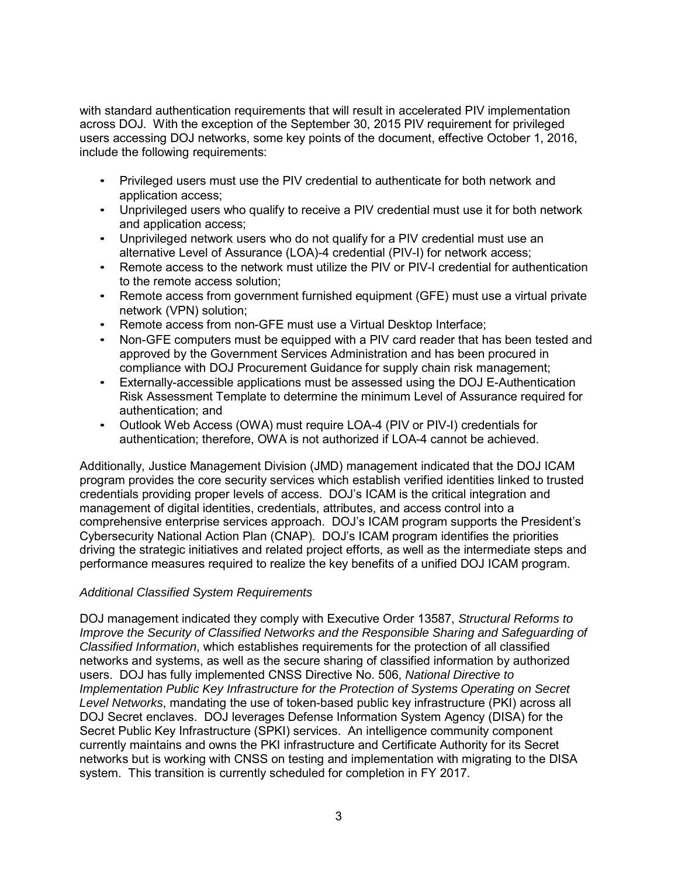with standard authentication requirements that will result in accelerated PIV implementation across DOJ. With the exception of the September 30, 2015 PIV requirement for privileged users accessing DOJ networks, some key points of the document, effective October 1, 2016, include the following requirements:

- Privileged users must use the PIV credential to authenticate for both network and application access;
- Unprivileged users who qualify to receive a PIV credential must use it for both network and application access;
- Unprivileged network users who do not qualify for a PIV credential must use an alternative Level of Assurance (LOA)-4 credential (PIV-I) for network access;
- Remote access to the network must utilize the PIV or PIV-I credential for authentication to the remote access solution;
- Remote access from government furnished equipment (GFE) must use a virtual private network (VPN) solution;
- Remote access from non-GFE must use a Virtual Desktop Interface;
- Non-GFE computers must be equipped with a PIV card reader that has been tested and approved by the Government Services Administration and has been procured in compliance with DOJ Procurement Guidance for supply chain risk management;
- Externally-accessible applications must be assessed using the DOJ E-Authentication Risk Assessment Template to determine the minimum Level of Assurance required for authentication; and
- Outlook Web Access (OWA) must require LOA-4 (PIV or PIV-I) credentials for authentication; therefore, OWA is not authorized if LOA-4 cannot be achieved.

Additionally, Justice Management Division (JMD) management indicated that the DOJ ICAM program provides the core security services which establish verified identities linked to trusted credentials providing proper levels of access. DOJ's ICAM is the critical integration and management of digital identities, credentials, attributes, and access control into a comprehensive enterprise services approach. DOJ's ICAM program supports the President's Cybersecurity National Action Plan (CNAP). DOJ's ICAM program identifies the priorities driving the strategic initiatives and related project efforts, as well as the intermediate steps and performance measures required to realize the key benefits of a unified DOJ ICAM program.

*Additional Classified System Requirements*

DOJ management indicated they comply with Executive Order 13587, *Structural Reforms to Improve the Security of Classified Networks and the Responsible Sharing and Safeguarding of Classified Information*, which establishes requirements for the protection of all classified networks and systems, as well as the secure sharing of classified information by authorized users. DOJ has fully implemented CNSS Directive No. 506, *National Directive to Implementation Public Key Infrastructure for the Protection of Systems Operating on Secret Level Networks*, mandating the use of token-based public key infrastructure (PKI) across all DOJ Secret enclaves. DOJ leverages Defense Information System Agency (DISA) for the Secret Public Key Infrastructure (SPKI) services. An intelligence community component currently maintains and owns the PKI infrastructure and Certificate Authority for its Secret networks but is working with CNSS on testing and implementation with migrating to the DISA system. This transition is currently scheduled for completion in FY 2017.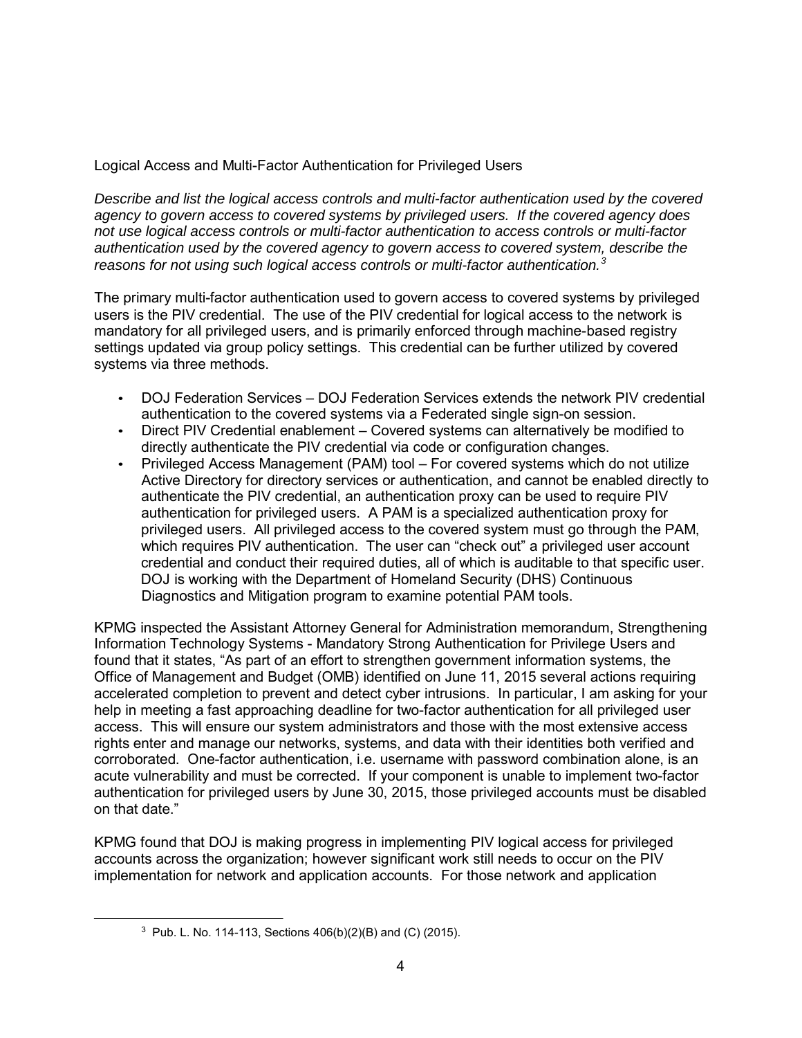Logical Access and Multi-Factor Authentication for Privileged Users

*Describe and list the logical access controls and multi-factor authentication used by the covered agency to govern access to covered systems by privileged users. If the covered agency does not use logical access controls or multi-factor authentication to access controls or multi-factor authentication used by the covered agency to govern access to covered system, describe the reasons for not using such logical access controls or multi-factor authentication.*[3]

The primary multi-factor authentication used to govern access to covered systems by privileged users is the PIV credential. The use of the PIV credential for logical access to the network is mandatory for all privileged users, and is primarily enforced through machine-based registry settings updated via group policy settings. This credential can be further utilized by covered systems via three methods.

- DOJ Federation Services – DOJ Federation Services extends the network PIV credential authentication to the covered systems via a Federated single sign-on session.
- Direct PIV Credential enablement – Covered systems can alternatively be modified to directly authenticate the PIV credential via code or configuration changes.
- Privileged Access Management (PAM) tool – For covered systems which do not utilize Active Directory for directory services or authentication, and cannot be enabled directly to authenticate the PIV credential, an authentication proxy can be used to require PIV authentication for privileged users. A PAM is a specialized authentication proxy for privileged users. All privileged access to the covered system must go through the PAM, which requires PIV authentication. The user can "check out" a privileged user account credential and conduct their required duties, all of which is auditable to that specific user. DOJ is working with the Department of Homeland Security (DHS) Continuous Diagnostics and Mitigation program to examine potential PAM tools.

KPMG inspected the Assistant Attorney General for Administration memorandum, Strengthening Information Technology Systems - Mandatory Strong Authentication for Privilege Users and found that it states, "As part of an effort to strengthen government information systems, the Office of Management and Budget (OMB) identified on June 11, 2015 several actions requiring accelerated completion to prevent and detect cyber intrusions. In particular, I am asking for your help in meeting a fast approaching deadline for two-factor authentication for all privileged user access. This will ensure our system administrators and those with the most extensive access rights enter and manage our networks, systems, and data with their identities both verified and corroborated. One-factor authentication, i.e. username with password combination alone, is an acute vulnerability and must be corrected. If your component is unable to implement two-factor authentication for privileged users by June 30, 2015, those privileged accounts must be disabled on that date."

KPMG found that DOJ is making progress in implementing PIV logical access for privileged accounts across the organization; however significant work still needs to occur on the PIV implementation for network and application accounts. For those network and application

[3] Pub. L. No. 114-113, Sections 406(b)(2)(B) and (C) (2015).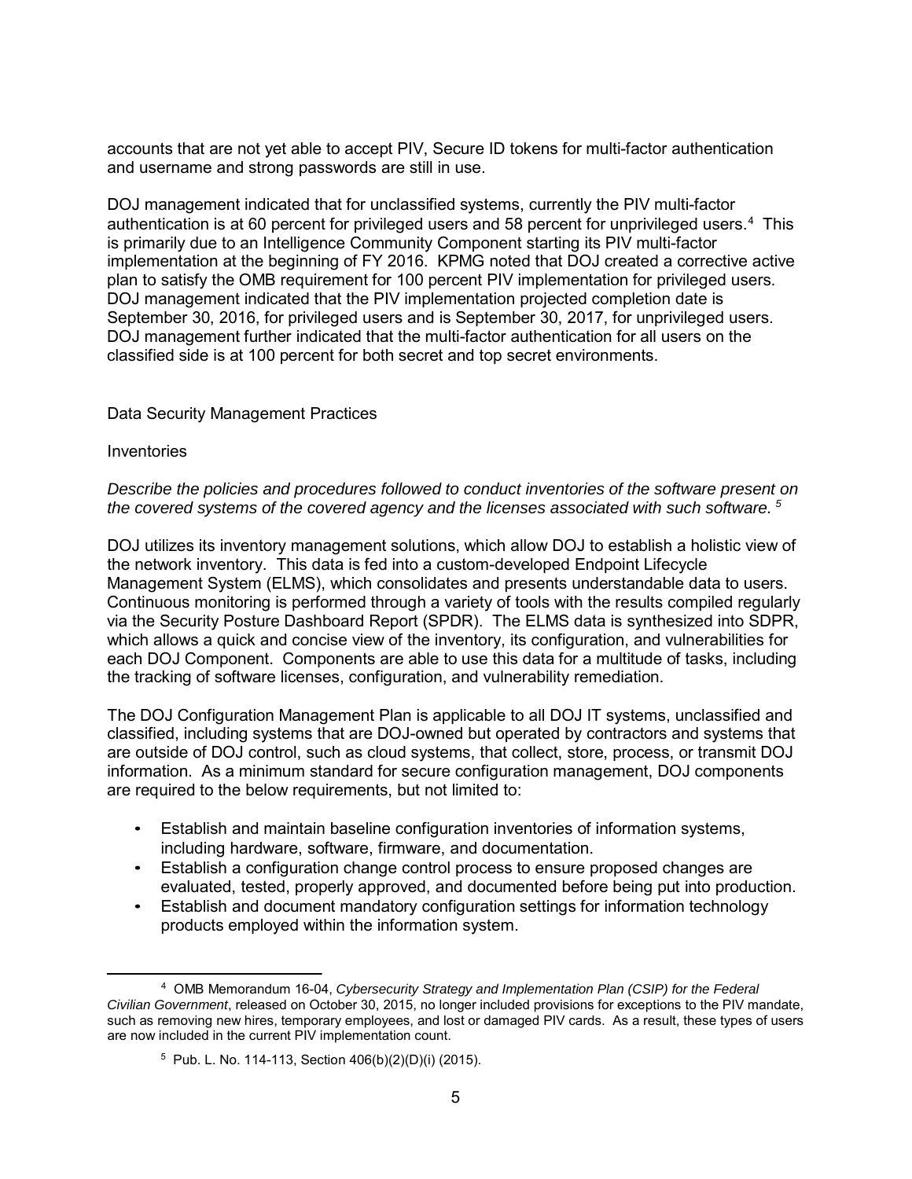accounts that are not yet able to accept PIV, Secure ID tokens for multi-factor authentication and username and strong passwords are still in use.

DOJ management indicated that for unclassified systems, currently the PIV multi-factor authentication is at 60 percent for privileged users and 58 percent for unprivileged users.[4] This is primarily due to an Intelligence Community Component starting its PIV multi-factor implementation at the beginning of FY 2016. KPMG noted that DOJ created a corrective active plan to satisfy the OMB requirement for 100 percent PIV implementation for privileged users. DOJ management indicated that the PIV implementation projected completion date is September 30, 2016, for privileged users and is September 30, 2017, for unprivileged users. DOJ management further indicated that the multi-factor authentication for all users on the classified side is at 100 percent for both secret and top secret environments.

Data Security Management Practices

Inventories

*Describe the policies and procedures followed to conduct inventories of the software present on the covered systems of the covered agency and the licenses associated with such software.* [5]

DOJ utilizes its inventory management solutions, which allow DOJ to establish a holistic view of the network inventory. This data is fed into a custom-developed Endpoint Lifecycle Management System (ELMS), which consolidates and presents understandable data to users. Continuous monitoring is performed through a variety of tools with the results compiled regularly via the Security Posture Dashboard Report (SPDR). The ELMS data is synthesized into SDPR, which allows a quick and concise view of the inventory, its configuration, and vulnerabilities for each DOJ Component. Components are able to use this data for a multitude of tasks, including the tracking of software licenses, configuration, and vulnerability remediation.

The DOJ Configuration Management Plan is applicable to all DOJ IT systems, unclassified and classified, including systems that are DOJ-owned but operated by contractors and systems that are outside of DOJ control, such as cloud systems, that collect, store, process, or transmit DOJ information. As a minimum standard for secure configuration management, DOJ components are required to the below requirements, but not limited to:

- Establish and maintain baseline configuration inventories of information systems, including hardware, software, firmware, and documentation.
- Establish a configuration change control process to ensure proposed changes are evaluated, tested, properly approved, and documented before being put into production.
- Establish and document mandatory configuration settings for information technology products employed within the information system.

---

[4] OMB Memorandum 16-04, *Cybersecurity Strategy and Implementation Plan (CSIP) for the Federal Civilian Government*, released on October 30, 2015, no longer included provisions for exceptions to the PIV mandate, such as removing new hires, temporary employees, and lost or damaged PIV cards. As a result, these types of users are now included in the current PIV implementation count.

[5] Pub. L. No. 114-113, Section 406(b)(2)(D)(i) (2015).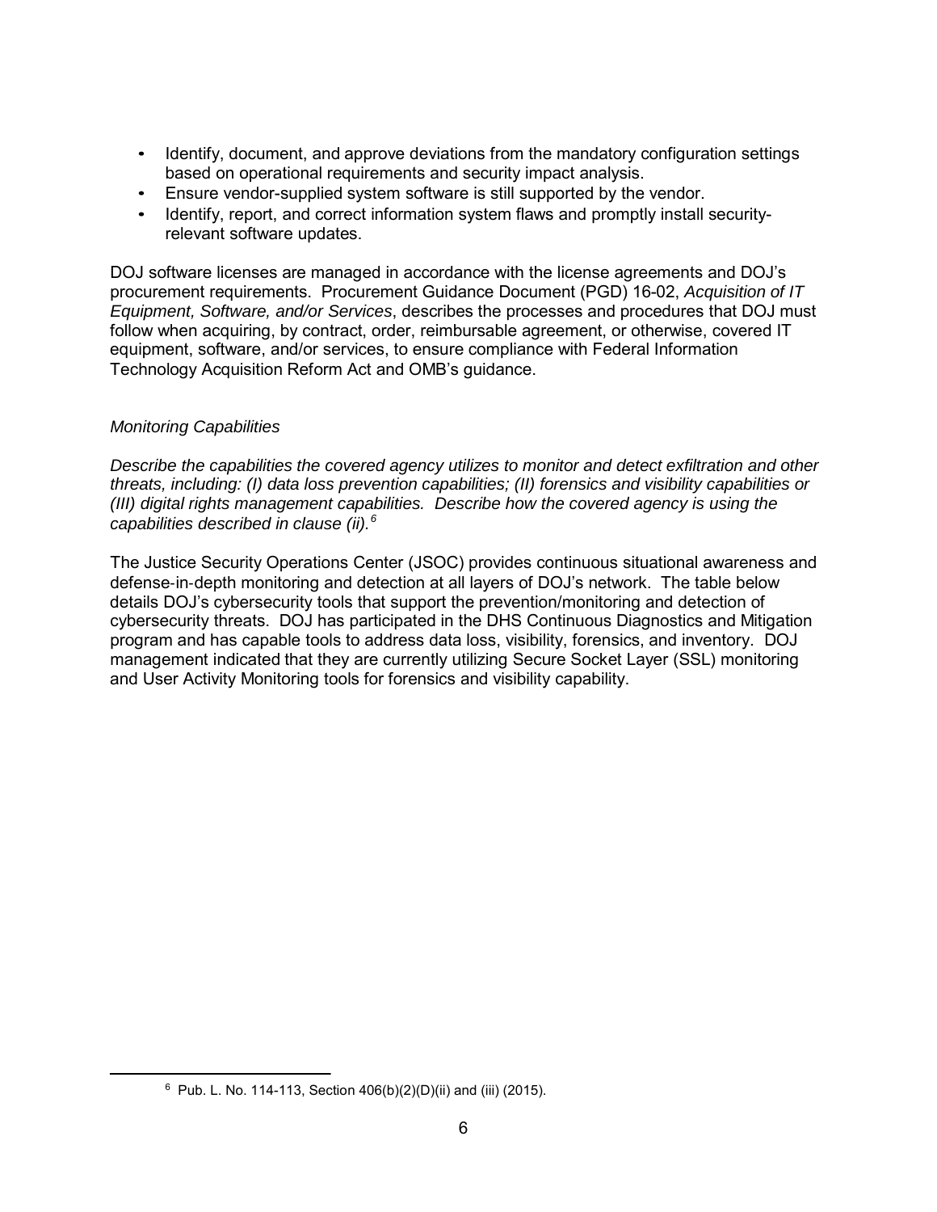- Identify, document, and approve deviations from the mandatory configuration settings based on operational requirements and security impact analysis.
- Ensure vendor-supplied system software is still supported by the vendor.
- Identify, report, and correct information system flaws and promptly install security-relevant software updates.

DOJ software licenses are managed in accordance with the license agreements and DOJ's procurement requirements. Procurement Guidance Document (PGD) 16-02, *Acquisition of IT Equipment, Software, and/or Services*, describes the processes and procedures that DOJ must follow when acquiring, by contract, order, reimbursable agreement, or otherwise, covered IT equipment, software, and/or services, to ensure compliance with Federal Information Technology Acquisition Reform Act and OMB's guidance.

*Monitoring Capabilities*

*Describe the capabilities the covered agency utilizes to monitor and detect exfiltration and other threats, including: (I) data loss prevention capabilities; (II) forensics and visibility capabilities or (III) digital rights management capabilities. Describe how the covered agency is using the capabilities described in clause (ii).*[6]

The Justice Security Operations Center (JSOC) provides continuous situational awareness and defense-in-depth monitoring and detection at all layers of DOJ's network. The table below details DOJ's cybersecurity tools that support the prevention/monitoring and detection of cybersecurity threats. DOJ has participated in the DHS Continuous Diagnostics and Mitigation program and has capable tools to address data loss, visibility, forensics, and inventory. DOJ management indicated that they are currently utilizing Secure Socket Layer (SSL) monitoring and User Activity Monitoring tools for forensics and visibility capability.

[6] Pub. L. No. 114-113, Section 406(b)(2)(D)(ii) and (iii) (2015).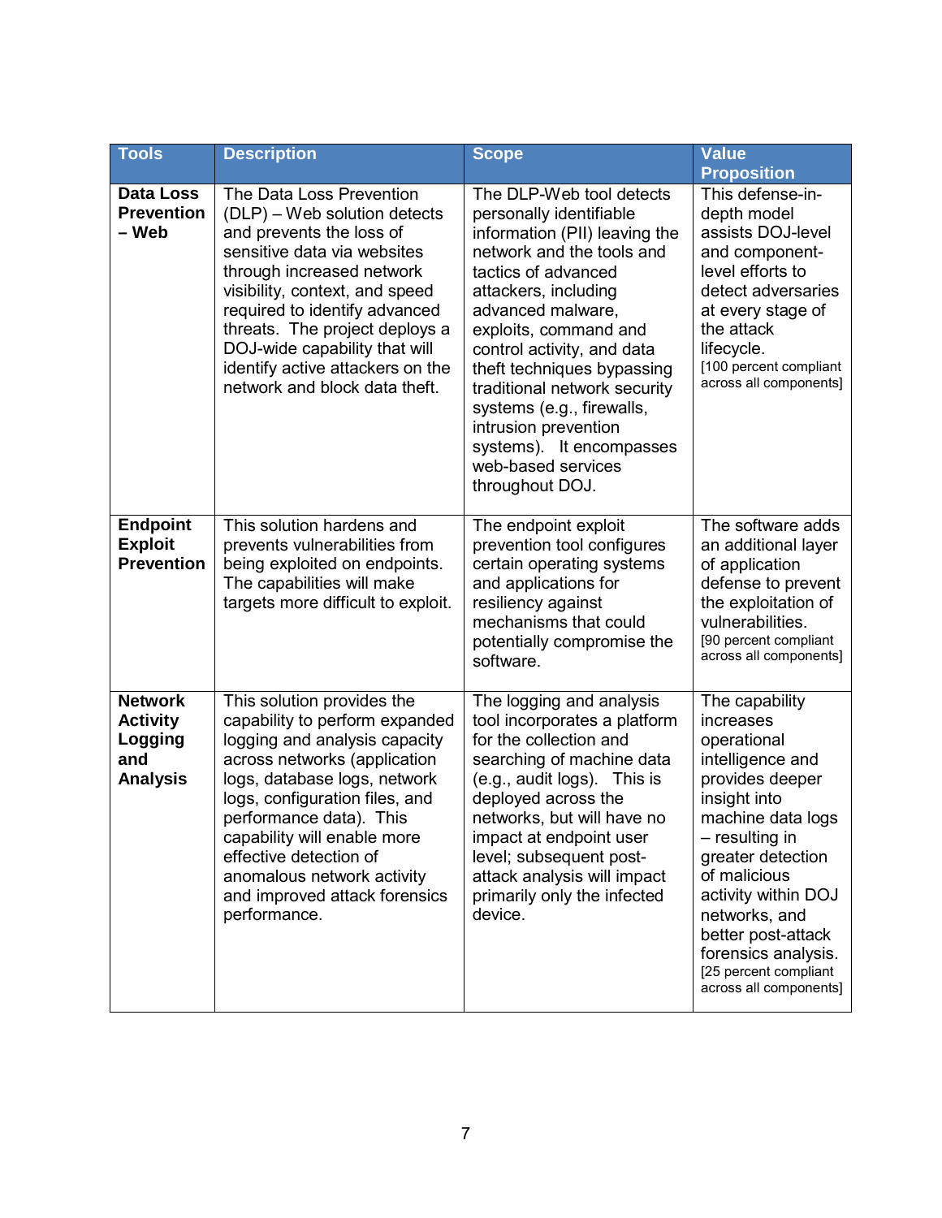| Tools | Description | Scope | Value Proposition |
|---|---|---|---|
| **Data Loss Prevention – Web** | The Data Loss Prevention (DLP) – Web solution detects and prevents the loss of sensitive data via websites through increased network visibility, context, and speed required to identify advanced threats. The project deploys a DOJ-wide capability that will identify active attackers on the network and block data theft. | The DLP-Web tool detects personally identifiable information (PII) leaving the network and the tools and tactics of advanced attackers, including advanced malware, exploits, command and control activity, and data theft techniques bypassing traditional network security systems (e.g., firewalls, intrusion prevention systems). It encompasses web-based services throughout DOJ. | This defense-in-depth model assists DOJ-level and component-level efforts to detect adversaries at every stage of the attack lifecycle. [100 percent compliant across all components] |
| **Endpoint Exploit Prevention** | This solution hardens and prevents vulnerabilities from being exploited on endpoints. The capabilities will make targets more difficult to exploit. | The endpoint exploit prevention tool configures certain operating systems and applications for resiliency against mechanisms that could potentially compromise the software. | The software adds an additional layer of application defense to prevent the exploitation of vulnerabilities. [90 percent compliant across all components] |
| **Network Activity Logging and Analysis** | This solution provides the capability to perform expanded logging and analysis capacity across networks (application logs, database logs, network logs, configuration files, and performance data). This capability will enable more effective detection of anomalous network activity and improved attack forensics performance. | The logging and analysis tool incorporates a platform for the collection and searching of machine data (e.g., audit logs). This is deployed across the networks, but will have no impact at endpoint user level; subsequent post-attack analysis will impact primarily only the infected device. | The capability increases operational intelligence and provides deeper insight into machine data logs – resulting in greater detection of malicious activity within DOJ networks, and better post-attack forensics analysis. [25 percent compliant across all components] |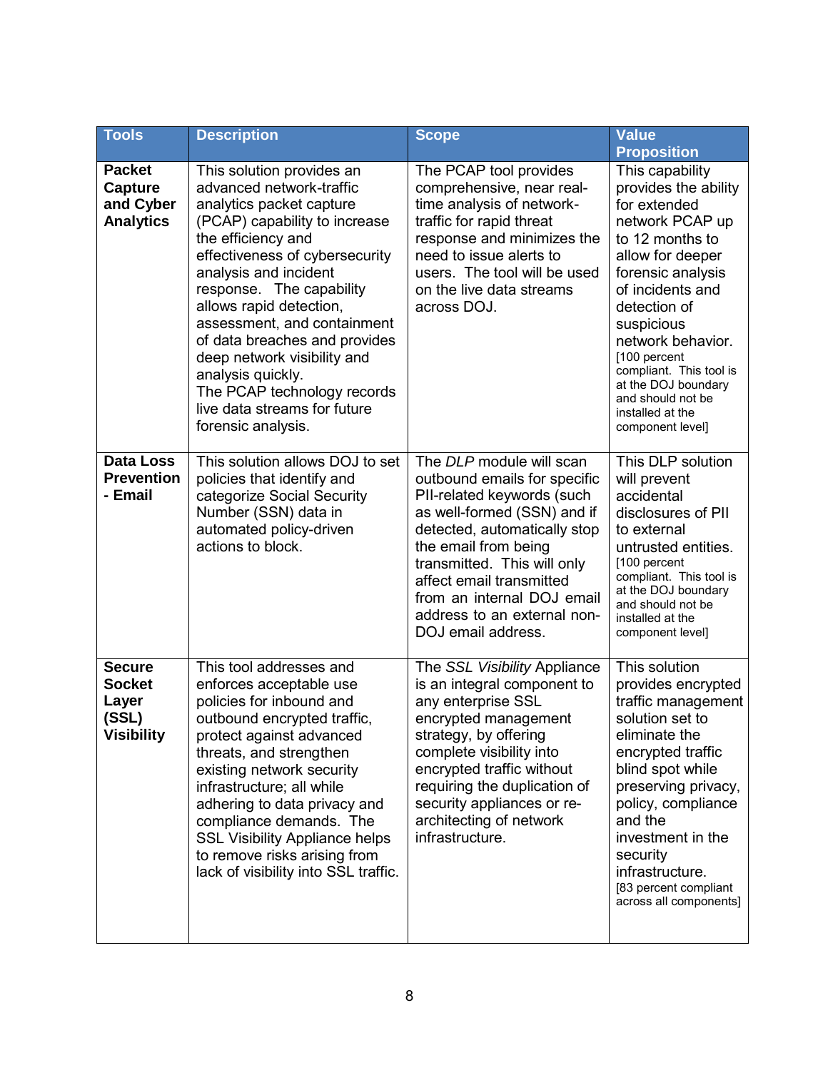| Tools | Description | Scope | Value Proposition |
|---|---|---|---|
| **Packet Capture and Cyber Analytics** | This solution provides an advanced network-traffic analytics packet capture (PCAP) capability to increase the efficiency and effectiveness of cybersecurity analysis and incident response. The capability allows rapid detection, assessment, and containment of data breaches and provides deep network visibility and analysis quickly. The PCAP technology records live data streams for future forensic analysis. | The PCAP tool provides comprehensive, near real-time analysis of network-traffic for rapid threat response and minimizes the need to issue alerts to users. The tool will be used on the live data streams across DOJ. | This capability provides the ability for extended network PCAP up to 12 months to allow for deeper forensic analysis of incidents and detection of suspicious network behavior. [100 percent compliant. This tool is at the DOJ boundary and should not be installed at the component level] |
| **Data Loss Prevention - Email** | This solution allows DOJ to set policies that identify and categorize Social Security Number (SSN) data in automated policy-driven actions to block. | The *DLP* module will scan outbound emails for specific PII-related keywords (such as well-formed (SSN) and if detected, automatically stop the email from being transmitted. This will only affect email transmitted from an internal DOJ email address to an external non-DOJ email address. | This DLP solution will prevent accidental disclosures of PII to external untrusted entities. [100 percent compliant. This tool is at the DOJ boundary and should not be installed at the component level] |
| **Secure Socket Layer (SSL) Visibility** | This tool addresses and enforces acceptable use policies for inbound and outbound encrypted traffic, protect against advanced threats, and strengthen existing network security infrastructure; all while adhering to data privacy and compliance demands. The SSL Visibility Appliance helps to remove risks arising from lack of visibility into SSL traffic. | The *SSL Visibility* Appliance is an integral component to any enterprise SSL encrypted management strategy, by offering complete visibility into encrypted traffic without requiring the duplication of security appliances or re-architecting of network infrastructure. | This solution provides encrypted traffic management solution set to eliminate the encrypted traffic blind spot while preserving privacy, policy, compliance and the investment in the security infrastructure. [83 percent compliant across all components] |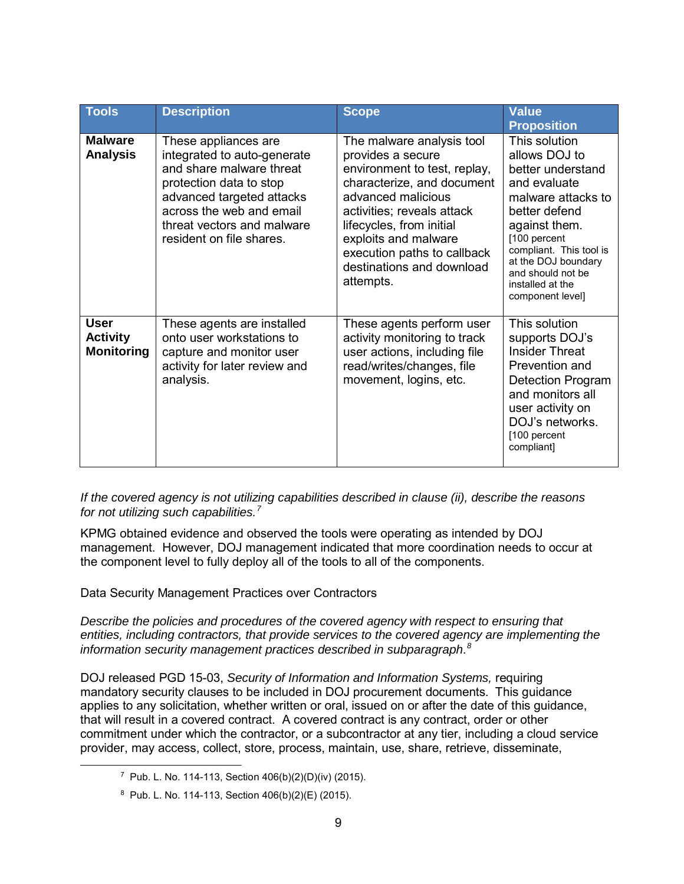| Tools | Description | Scope | Value Proposition |
| --- | --- | --- | --- |
| **Malware Analysis** | These appliances are integrated to auto-generate and share malware threat protection data to stop advanced targeted attacks across the web and email threat vectors and malware resident on file shares. | The malware analysis tool provides a secure environment to test, replay, characterize, and document advanced malicious activities; reveals attack lifecycles, from initial exploits and malware execution paths to callback destinations and download attempts. | This solution allows DOJ to better understand and evaluate malware attacks to better defend against them. [100 percent compliant. This tool is at the DOJ boundary and should not be installed at the component level] |
| **User Activity Monitoring** | These agents are installed onto user workstations to capture and monitor user activity for later review and analysis. | These agents perform user activity monitoring to track user actions, including file read/writes/changes, file movement, logins, etc. | This solution supports DOJ's Insider Threat Prevention and Detection Program and monitors all user activity on DOJ's networks. [100 percent compliant] |

*If the covered agency is not utilizing capabilities described in clause (ii), describe the reasons for not utilizing such capabilities.*[7]

KPMG obtained evidence and observed the tools were operating as intended by DOJ management. However, DOJ management indicated that more coordination needs to occur at the component level to fully deploy all of the tools to all of the components.

Data Security Management Practices over Contractors

*Describe the policies and procedures of the covered agency with respect to ensuring that entities, including contractors, that provide services to the covered agency are implementing the information security management practices described in subparagraph.*[8]

DOJ released PGD 15-03, *Security of Information and Information Systems,* requiring mandatory security clauses to be included in DOJ procurement documents. This guidance applies to any solicitation, whether written or oral, issued on or after the date of this guidance, that will result in a covered contract. A covered contract is any contract, order or other commitment under which the contractor, or a subcontractor at any tier, including a cloud service provider, may access, collect, store, process, maintain, use, share, retrieve, disseminate,

[7] Pub. L. No. 114-113, Section 406(b)(2)(D)(iv) (2015).

[8] Pub. L. No. 114-113, Section 406(b)(2)(E) (2015).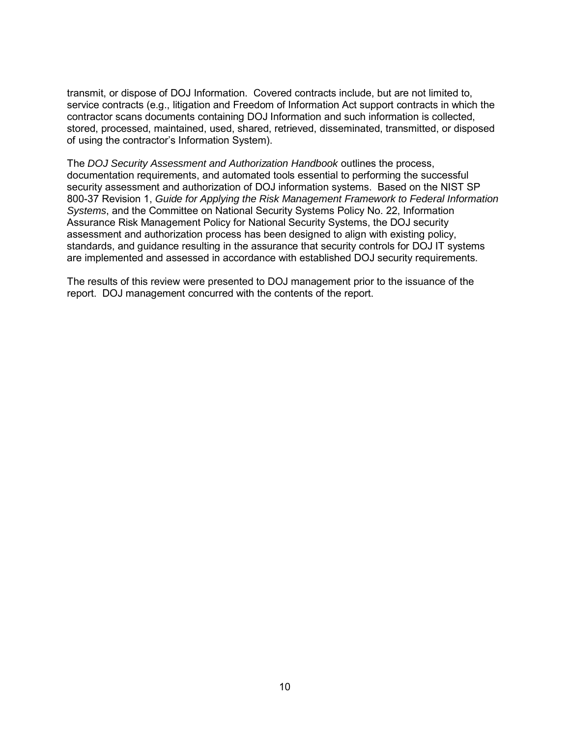transmit, or dispose of DOJ Information. Covered contracts include, but are not limited to, service contracts (e.g., litigation and Freedom of Information Act support contracts in which the contractor scans documents containing DOJ Information and such information is collected, stored, processed, maintained, used, shared, retrieved, disseminated, transmitted, or disposed of using the contractor's Information System).

The *DOJ Security Assessment and Authorization Handbook* outlines the process, documentation requirements, and automated tools essential to performing the successful security assessment and authorization of DOJ information systems. Based on the NIST SP 800-37 Revision 1, *Guide for Applying the Risk Management Framework to Federal Information Systems*, and the Committee on National Security Systems Policy No. 22, Information Assurance Risk Management Policy for National Security Systems, the DOJ security assessment and authorization process has been designed to align with existing policy, standards, and guidance resulting in the assurance that security controls for DOJ IT systems are implemented and assessed in accordance with established DOJ security requirements.

The results of this review were presented to DOJ management prior to the issuance of the report. DOJ management concurred with the contents of the report.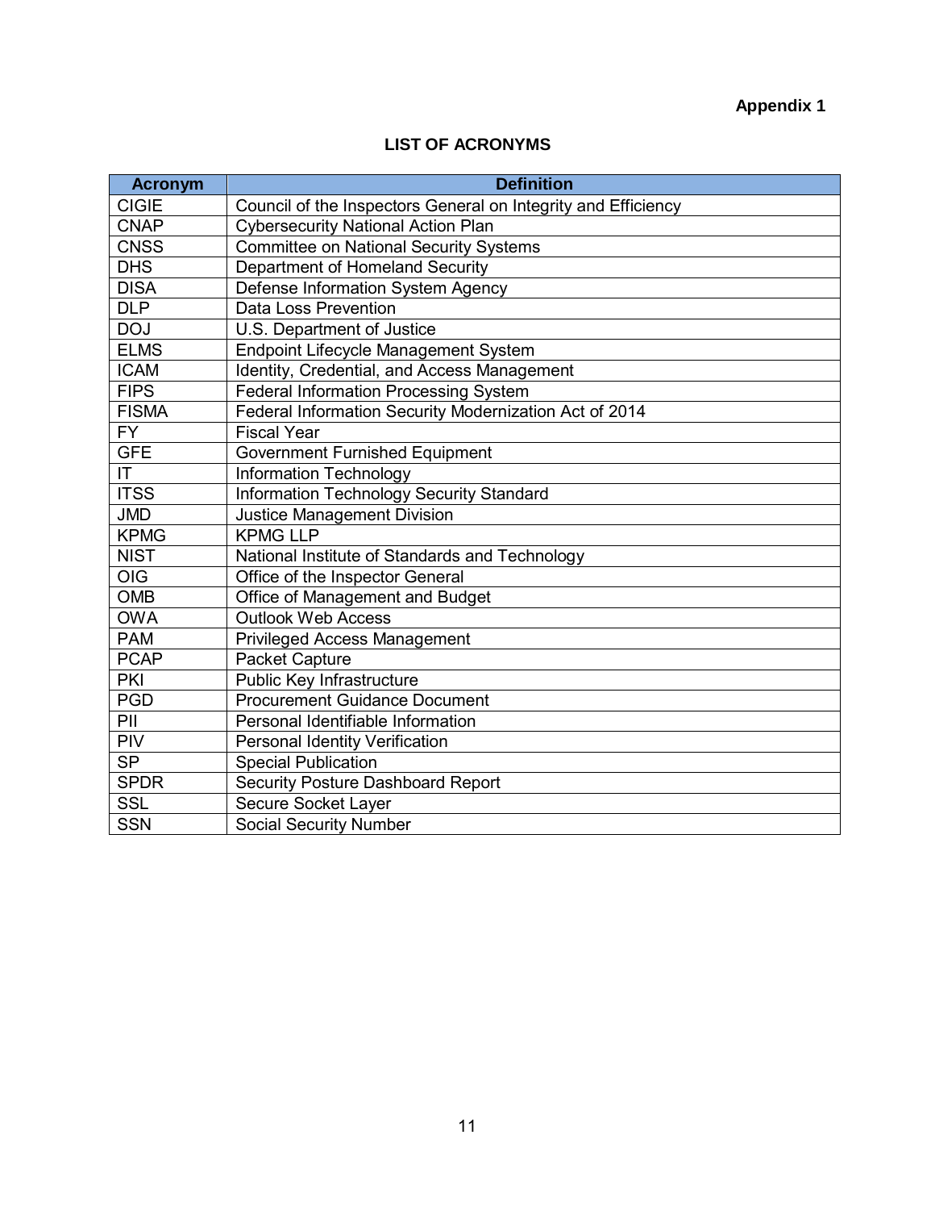**Appendix 1**

## LIST OF ACRONYMS

| Acronym | Definition |
| --- | --- |
| CIGIE | Council of the Inspectors General on Integrity and Efficiency |
| CNAP | Cybersecurity National Action Plan |
| CNSS | Committee on National Security Systems |
| DHS | Department of Homeland Security |
| DISA | Defense Information System Agency |
| DLP | Data Loss Prevention |
| DOJ | U.S. Department of Justice |
| ELMS | Endpoint Lifecycle Management System |
| ICAM | Identity, Credential, and Access Management |
| FIPS | Federal Information Processing System |
| FISMA | Federal Information Security Modernization Act of 2014 |
| FY | Fiscal Year |
| GFE | Government Furnished Equipment |
| IT | Information Technology |
| ITSS | Information Technology Security Standard |
| JMD | Justice Management Division |
| KPMG | KPMG LLP |
| NIST | National Institute of Standards and Technology |
| OIG | Office of the Inspector General |
| OMB | Office of Management and Budget |
| OWA | Outlook Web Access |
| PAM | Privileged Access Management |
| PCAP | Packet Capture |
| PKI | Public Key Infrastructure |
| PGD | Procurement Guidance Document |
| PII | Personal Identifiable Information |
| PIV | Personal Identity Verification |
| SP | Special Publication |
| SPDR | Security Posture Dashboard Report |
| SSL | Secure Socket Layer |
| SSN | Social Security Number |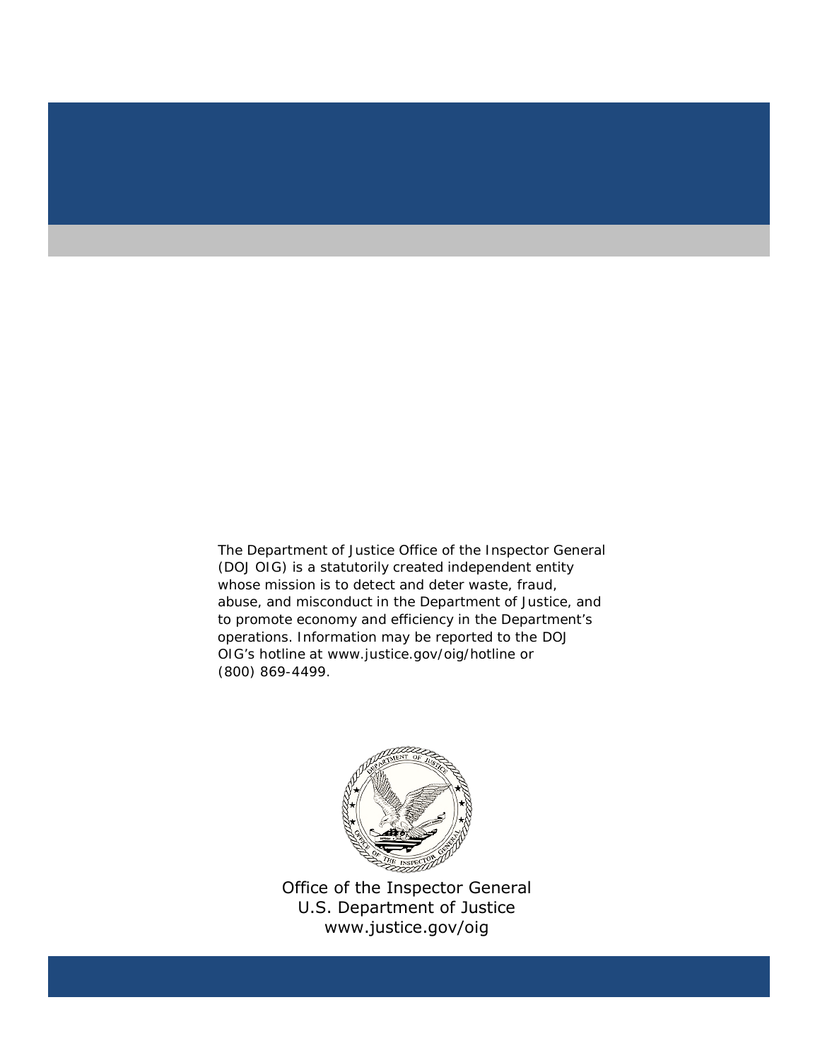The Department of Justice Office of the Inspector General (DOJ OIG) is a statutorily created independent entity whose mission is to detect and deter waste, fraud, abuse, and misconduct in the Department of Justice, and to promote economy and efficiency in the Department's operations. Information may be reported to the DOJ OIG's hotline at www.justice.gov/oig/hotline or (800) 869-4499.

Office of the Inspector General
U.S. Department of Justice
www.justice.gov/oig